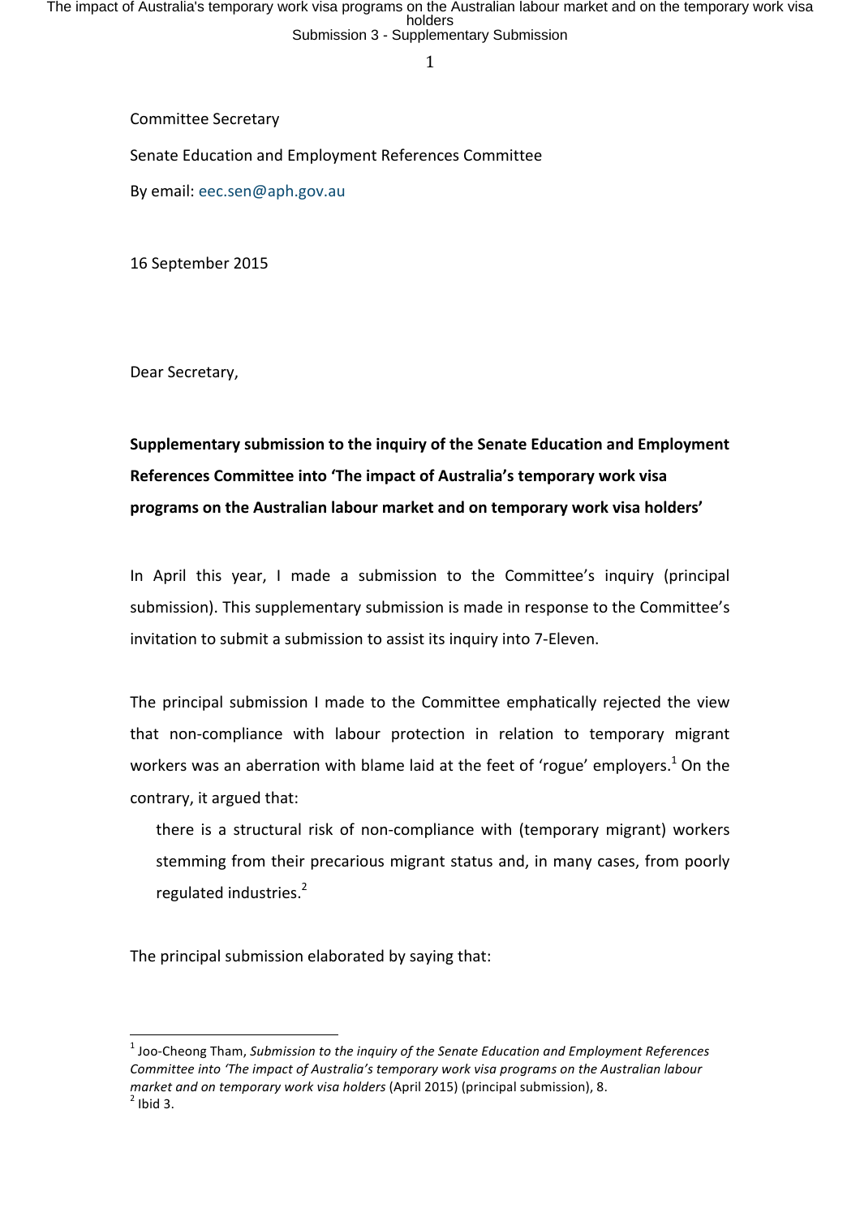Committee Secretary

Senate Education and Employment References Committee

By email: eec.sen@aph.gov.au

16 September 2015

Dear Secretary,

**Supplementary submission to the inquiry of the Senate Education and Employment References Committee into 'The impact of Australia's temporary work visa programs on the Australian labour market and on temporary work visa holders'**

In April this year, I made a submission to the Committee's inquiry (principal submission). This supplementary submission is made in response to the Committee's invitation to submit a submission to assist its inquiry into 7-Eleven.

The principal submission I made to the Committee emphatically rejected the view that non-compliance with labour protection in relation to temporary migrant workers was an aberration with blame laid at the feet of 'rogue' employers.[1] On the contrary, it argued that:

> there is a structural risk of non-compliance with (temporary migrant) workers stemming from their precarious migrant status and, in many cases, from poorly regulated industries.[2]

The principal submission elaborated by saying that:

---

[1] Joo-Cheong Tham, *Submission to the inquiry of the Senate Education and Employment References Committee into 'The impact of Australia's temporary work visa programs on the Australian labour market and on temporary work visa holders* (April 2015) (principal submission), 8.

[2] Ibid 3.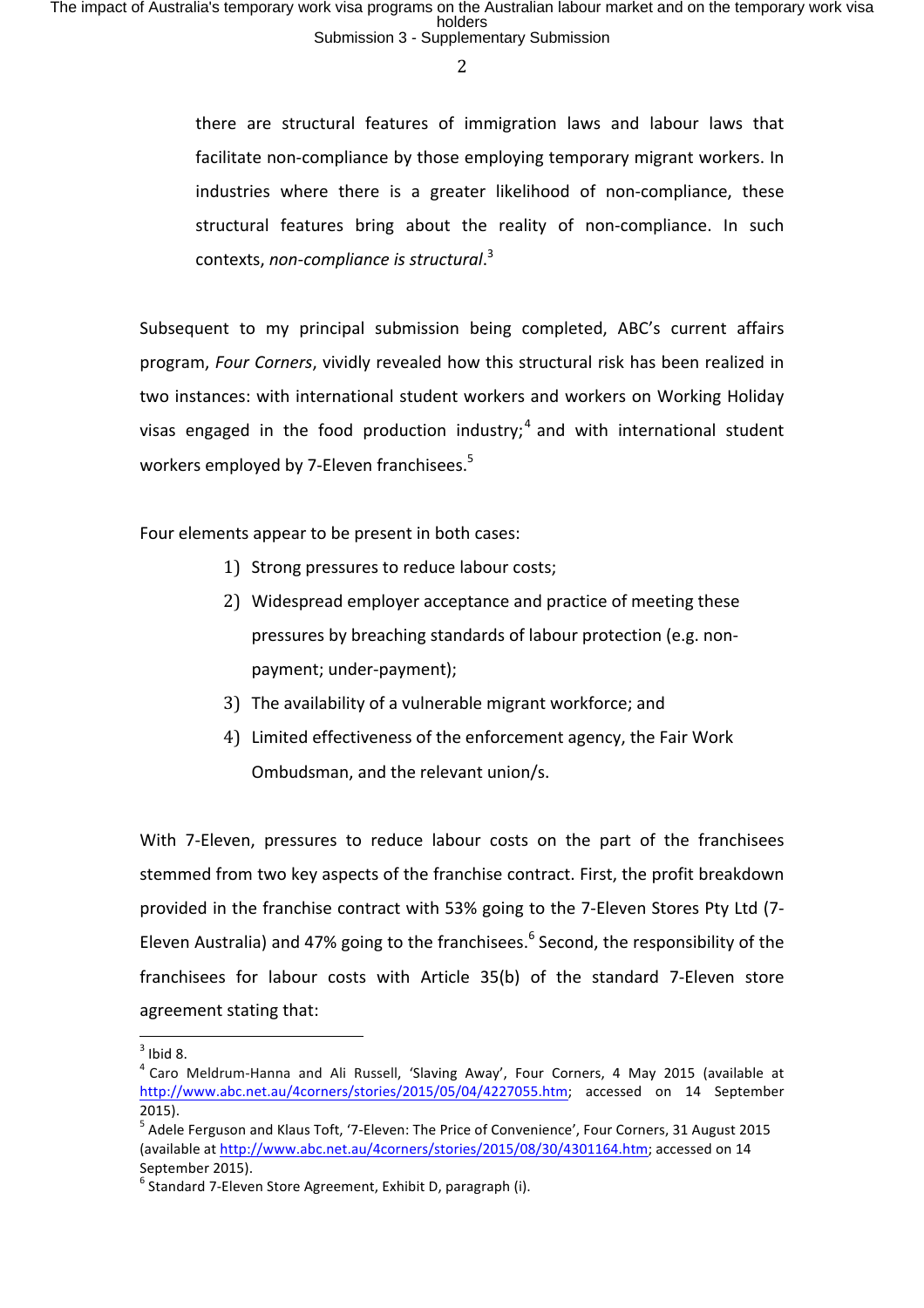> there are structural features of immigration laws and labour laws that facilitate non-compliance by those employing temporary migrant workers. In industries where there is a greater likelihood of non-compliance, these structural features bring about the reality of non-compliance. In such contexts, *non-compliance is structural*.[3]

Subsequent to my principal submission being completed, ABC's current affairs program, *Four Corners*, vividly revealed how this structural risk has been realized in two instances: with international student workers and workers on Working Holiday visas engaged in the food production industry;[4] and with international student workers employed by 7-Eleven franchisees.[5]

Four elements appear to be present in both cases:

1) Strong pressures to reduce labour costs;
2) Widespread employer acceptance and practice of meeting these pressures by breaching standards of labour protection (e.g. non-payment; under-payment);
3) The availability of a vulnerable migrant workforce; and
4) Limited effectiveness of the enforcement agency, the Fair Work Ombudsman, and the relevant union/s.

With 7-Eleven, pressures to reduce labour costs on the part of the franchisees stemmed from two key aspects of the franchise contract. First, the profit breakdown provided in the franchise contract with 53% going to the 7-Eleven Stores Pty Ltd (7-Eleven Australia) and 47% going to the franchisees.[6] Second, the responsibility of the franchisees for labour costs with Article 35(b) of the standard 7-Eleven store agreement stating that:

---

[3] Ibid 8.

[4] Caro Meldrum-Hanna and Ali Russell, 'Slaving Away', Four Corners, 4 May 2015 (available at http://www.abc.net.au/4corners/stories/2015/05/04/4227055.htm; accessed on 14 September 2015).

[5] Adele Ferguson and Klaus Toft, '7-Eleven: The Price of Convenience', Four Corners, 31 August 2015 (available at http://www.abc.net.au/4corners/stories/2015/08/30/4301164.htm; accessed on 14 September 2015).

[6] Standard 7-Eleven Store Agreement, Exhibit D, paragraph (i).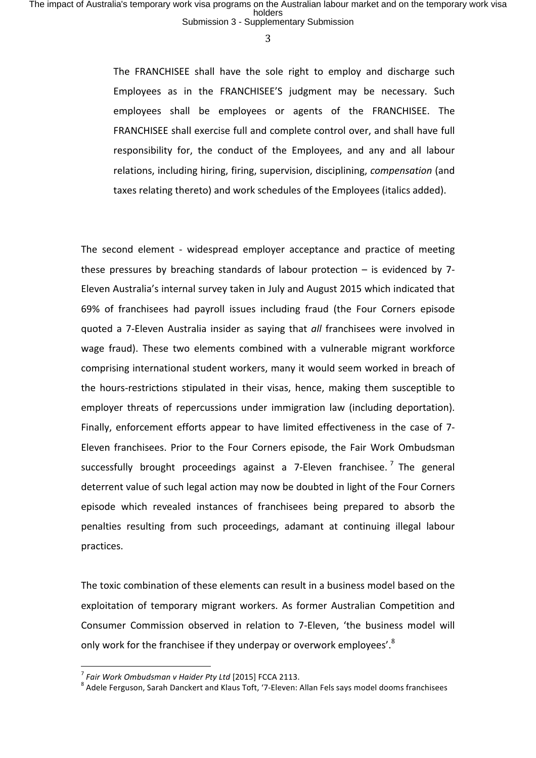> The FRANCHISEE shall have the sole right to employ and discharge such Employees as in the FRANCHISEE'S judgment may be necessary. Such employees shall be employees or agents of the FRANCHISEE. The FRANCHISEE shall exercise full and complete control over, and shall have full responsibility for, the conduct of the Employees, and any and all labour relations, including hiring, firing, supervision, disciplining, *compensation* (and taxes relating thereto) and work schedules of the Employees (italics added).

The second element - widespread employer acceptance and practice of meeting these pressures by breaching standards of labour protection – is evidenced by 7-Eleven Australia's internal survey taken in July and August 2015 which indicated that 69% of franchisees had payroll issues including fraud (the Four Corners episode quoted a 7-Eleven Australia insider as saying that *all* franchisees were involved in wage fraud). These two elements combined with a vulnerable migrant workforce comprising international student workers, many it would seem worked in breach of the hours-restrictions stipulated in their visas, hence, making them susceptible to employer threats of repercussions under immigration law (including deportation). Finally, enforcement efforts appear to have limited effectiveness in the case of 7-Eleven franchisees. Prior to the Four Corners episode, the Fair Work Ombudsman successfully brought proceedings against a 7-Eleven franchisee.[7] The general deterrent value of such legal action may now be doubted in light of the Four Corners episode which revealed instances of franchisees being prepared to absorb the penalties resulting from such proceedings, adamant at continuing illegal labour practices.

The toxic combination of these elements can result in a business model based on the exploitation of temporary migrant workers. As former Australian Competition and Consumer Commission observed in relation to 7-Eleven, 'the business model will only work for the franchisee if they underpay or overwork employees'.[8]

---

[7] *Fair Work Ombudsman v Haider Pty Ltd* [2015] FCCA 2113.

[8] Adele Ferguson, Sarah Danckert and Klaus Toft, '7-Eleven: Allan Fels says model dooms franchisees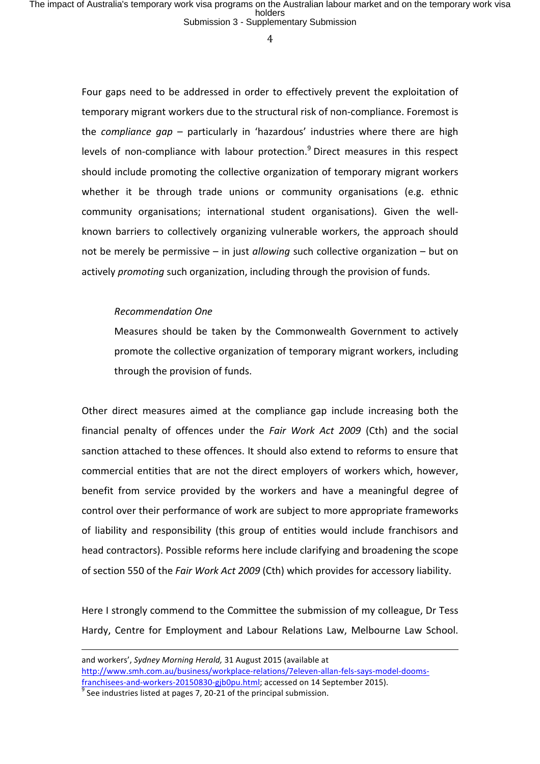Four gaps need to be addressed in order to effectively prevent the exploitation of temporary migrant workers due to the structural risk of non-compliance. Foremost is the *compliance gap* – particularly in 'hazardous' industries where there are high levels of non-compliance with labour protection.[9] Direct measures in this respect should include promoting the collective organization of temporary migrant workers whether it be through trade unions or community organisations (e.g. ethnic community organisations; international student organisations). Given the well-known barriers to collectively organizing vulnerable workers, the approach should not be merely be permissive – in just *allowing* such collective organization – but on actively *promoting* such organization, including through the provision of funds.

> *Recommendation One*
>
> Measures should be taken by the Commonwealth Government to actively promote the collective organization of temporary migrant workers, including through the provision of funds.

Other direct measures aimed at the compliance gap include increasing both the financial penalty of offences under the *Fair Work Act 2009* (Cth) and the social sanction attached to these offences. It should also extend to reforms to ensure that commercial entities that are not the direct employers of workers which, however, benefit from service provided by the workers and have a meaningful degree of control over their performance of work are subject to more appropriate frameworks of liability and responsibility (this group of entities would include franchisors and head contractors). Possible reforms here include clarifying and broadening the scope of section 550 of the *Fair Work Act 2009* (Cth) which provides for accessory liability.

Here I strongly commend to the Committee the submission of my colleague, Dr Tess Hardy, Centre for Employment and Labour Relations Law, Melbourne Law School.

---

and workers', *Sydney Morning Herald,* 31 August 2015 (available at http://www.smh.com.au/business/workplace-relations/7eleven-allan-fels-says-model-dooms-franchisees-and-workers-20150830-gjb0pu.html; accessed on 14 September 2015).

[9] See industries listed at pages 7, 20-21 of the principal submission.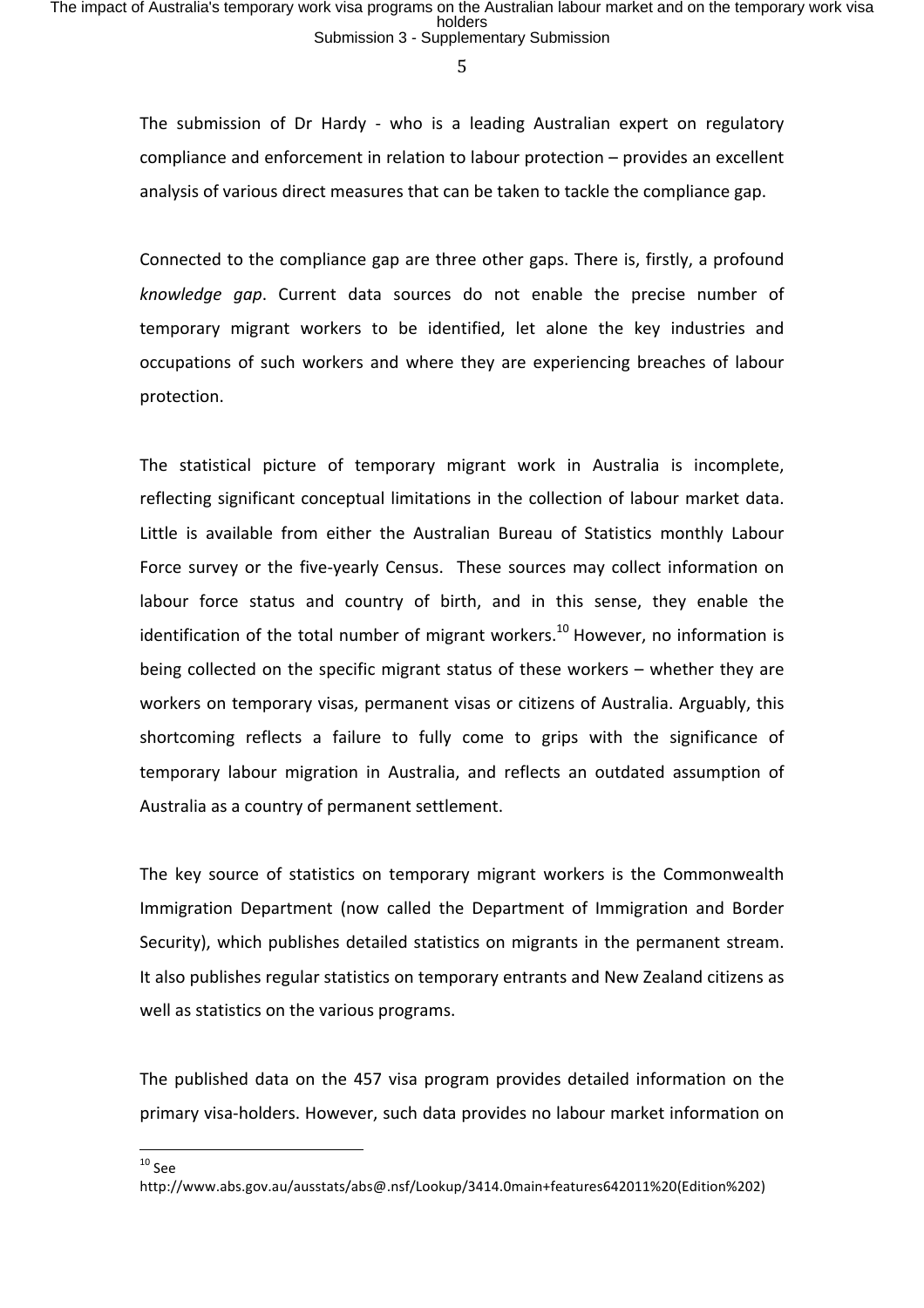The submission of Dr Hardy - who is a leading Australian expert on regulatory compliance and enforcement in relation to labour protection – provides an excellent analysis of various direct measures that can be taken to tackle the compliance gap.

Connected to the compliance gap are three other gaps. There is, firstly, a profound *knowledge gap*. Current data sources do not enable the precise number of temporary migrant workers to be identified, let alone the key industries and occupations of such workers and where they are experiencing breaches of labour protection.

The statistical picture of temporary migrant work in Australia is incomplete, reflecting significant conceptual limitations in the collection of labour market data. Little is available from either the Australian Bureau of Statistics monthly Labour Force survey or the five-yearly Census. These sources may collect information on labour force status and country of birth, and in this sense, they enable the identification of the total number of migrant workers.[10] However, no information is being collected on the specific migrant status of these workers – whether they are workers on temporary visas, permanent visas or citizens of Australia. Arguably, this shortcoming reflects a failure to fully come to grips with the significance of temporary labour migration in Australia, and reflects an outdated assumption of Australia as a country of permanent settlement.

The key source of statistics on temporary migrant workers is the Commonwealth Immigration Department (now called the Department of Immigration and Border Security), which publishes detailed statistics on migrants in the permanent stream. It also publishes regular statistics on temporary entrants and New Zealand citizens as well as statistics on the various programs.

The published data on the 457 visa program provides detailed information on the primary visa-holders. However, such data provides no labour market information on

---

[10] See http://www.abs.gov.au/ausstats/abs@.nsf/Lookup/3414.0main+features642011%20(Edition%202)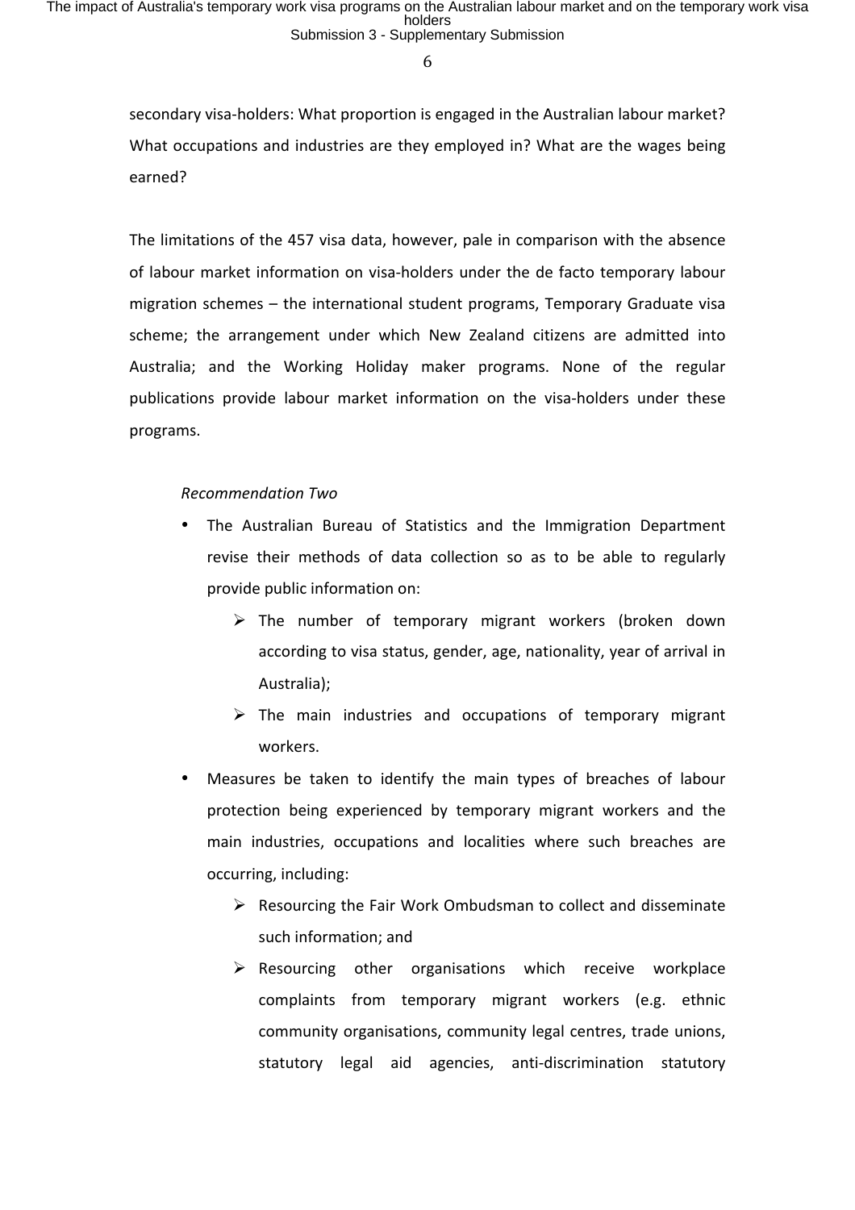secondary visa-holders: What proportion is engaged in the Australian labour market? What occupations and industries are they employed in? What are the wages being earned?

The limitations of the 457 visa data, however, pale in comparison with the absence of labour market information on visa-holders under the de facto temporary labour migration schemes – the international student programs, Temporary Graduate visa scheme; the arrangement under which New Zealand citizens are admitted into Australia; and the Working Holiday maker programs. None of the regular publications provide labour market information on the visa-holders under these programs.

*Recommendation Two*

- The Australian Bureau of Statistics and the Immigration Department revise their methods of data collection so as to be able to regularly provide public information on:
  - The number of temporary migrant workers (broken down according to visa status, gender, age, nationality, year of arrival in Australia);
  - The main industries and occupations of temporary migrant workers.
- Measures be taken to identify the main types of breaches of labour protection being experienced by temporary migrant workers and the main industries, occupations and localities where such breaches are occurring, including:
  - Resourcing the Fair Work Ombudsman to collect and disseminate such information; and
  - Resourcing other organisations which receive workplace complaints from temporary migrant workers (e.g. ethnic community organisations, community legal centres, trade unions, statutory legal aid agencies, anti-discrimination statutory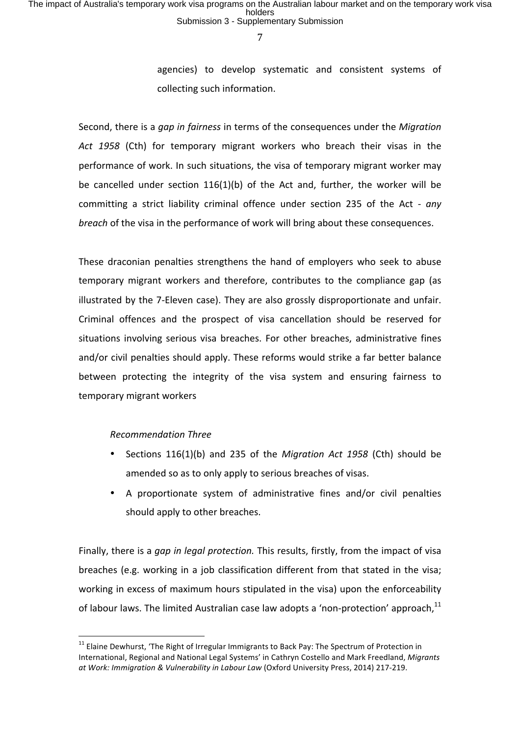agencies) to develop systematic and consistent systems of collecting such information.

Second, there is a *gap in fairness* in terms of the consequences under the *Migration Act 1958* (Cth) for temporary migrant workers who breach their visas in the performance of work. In such situations, the visa of temporary migrant worker may be cancelled under section 116(1)(b) of the Act and, further, the worker will be committing a strict liability criminal offence under section 235 of the Act - *any breach* of the visa in the performance of work will bring about these consequences.

These draconian penalties strengthens the hand of employers who seek to abuse temporary migrant workers and therefore, contributes to the compliance gap (as illustrated by the 7-Eleven case). They are also grossly disproportionate and unfair. Criminal offences and the prospect of visa cancellation should be reserved for situations involving serious visa breaches. For other breaches, administrative fines and/or civil penalties should apply. These reforms would strike a far better balance between protecting the integrity of the visa system and ensuring fairness to temporary migrant workers

*Recommendation Three*

- Sections 116(1)(b) and 235 of the *Migration Act 1958* (Cth) should be amended so as to only apply to serious breaches of visas.
- A proportionate system of administrative fines and/or civil penalties should apply to other breaches.

Finally, there is a *gap in legal protection.* This results, firstly, from the impact of visa breaches (e.g. working in a job classification different from that stated in the visa; working in excess of maximum hours stipulated in the visa) upon the enforceability of labour laws. The limited Australian case law adopts a 'non-protection' approach,[11]

---

[11] Elaine Dewhurst, 'The Right of Irregular Immigrants to Back Pay: The Spectrum of Protection in International, Regional and National Legal Systems' in Cathryn Costello and Mark Freedland, *Migrants at Work: Immigration & Vulnerability in Labour Law* (Oxford University Press, 2014) 217-219.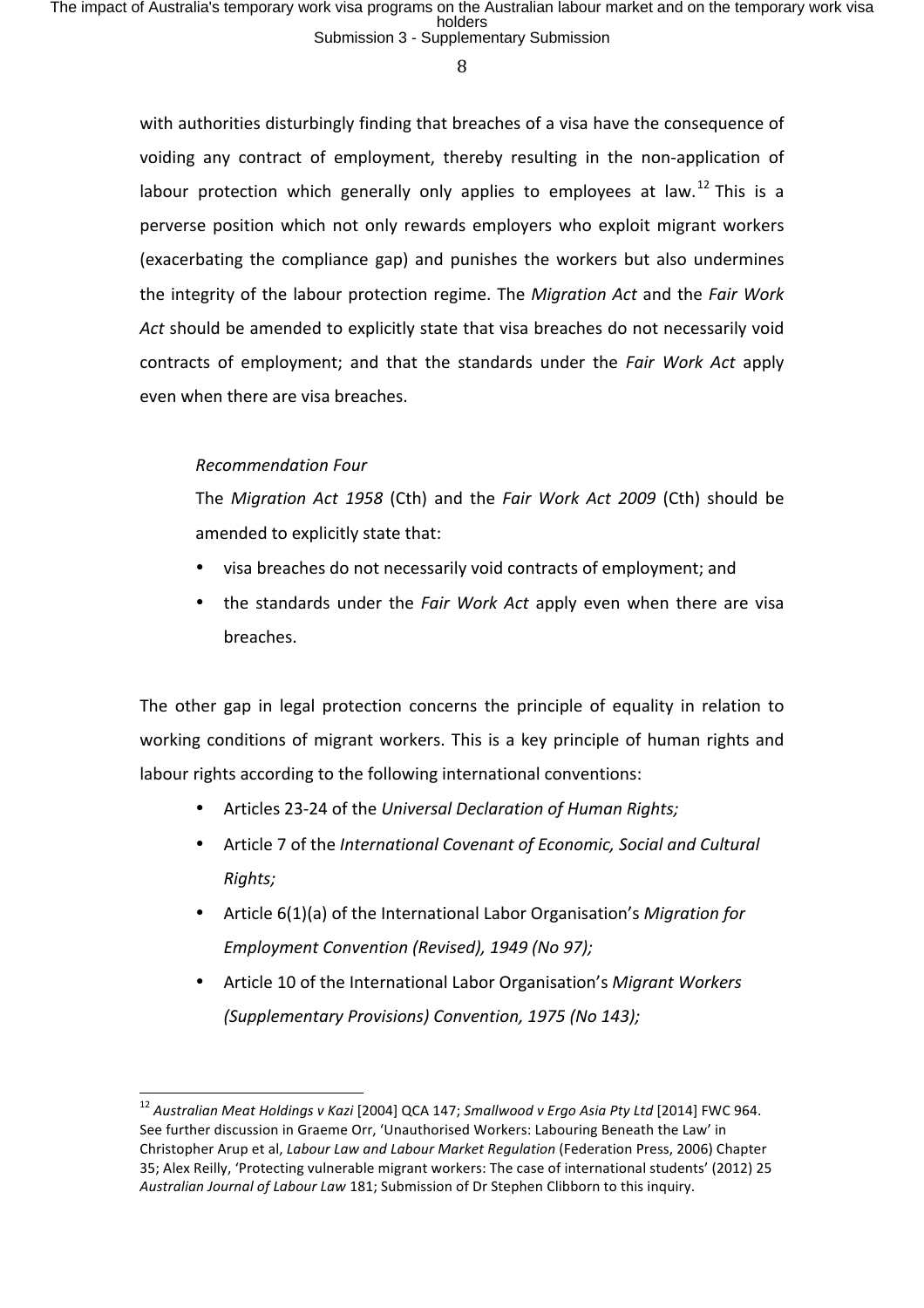with authorities disturbingly finding that breaches of a visa have the consequence of voiding any contract of employment, thereby resulting in the non-application of labour protection which generally only applies to employees at law.[12] This is a perverse position which not only rewards employers who exploit migrant workers (exacerbating the compliance gap) and punishes the workers but also undermines the integrity of the labour protection regime. The *Migration Act* and the *Fair Work Act* should be amended to explicitly state that visa breaches do not necessarily void contracts of employment; and that the standards under the *Fair Work Act* apply even when there are visa breaches.

> *Recommendation Four*
>
> The *Migration Act 1958* (Cth) and the *Fair Work Act 2009* (Cth) should be amended to explicitly state that:
>
> - visa breaches do not necessarily void contracts of employment; and
> - the standards under the *Fair Work Act* apply even when there are visa breaches.

The other gap in legal protection concerns the principle of equality in relation to working conditions of migrant workers. This is a key principle of human rights and labour rights according to the following international conventions:

- Articles 23-24 of the *Universal Declaration of Human Rights;*
- Article 7 of the *International Covenant of Economic, Social and Cultural Rights;*
- Article 6(1)(a) of the International Labor Organisation's *Migration for Employment Convention (Revised), 1949 (No 97);*
- Article 10 of the International Labor Organisation's *Migrant Workers (Supplementary Provisions) Convention, 1975 (No 143);*

---

[12] *Australian Meat Holdings v Kazi* [2004] QCA 147; *Smallwood v Ergo Asia Pty Ltd* [2014] FWC 964. See further discussion in Graeme Orr, 'Unauthorised Workers: Labouring Beneath the Law' in Christopher Arup et al, *Labour Law and Labour Market Regulation* (Federation Press, 2006) Chapter 35; Alex Reilly, 'Protecting vulnerable migrant workers: The case of international students' (2012) 25 *Australian Journal of Labour Law* 181; Submission of Dr Stephen Clibborn to this inquiry.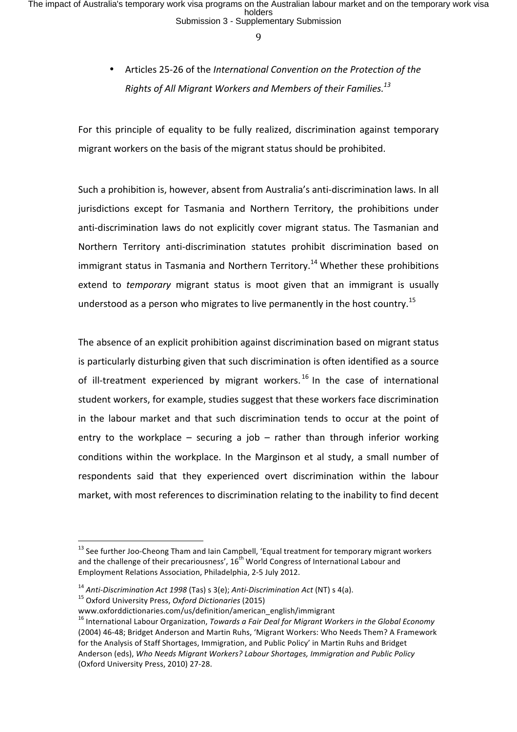- Articles 25-26 of the *International Convention on the Protection of the Rights of All Migrant Workers and Members of their Families.*[13]

For this principle of equality to be fully realized, discrimination against temporary migrant workers on the basis of the migrant status should be prohibited.

Such a prohibition is, however, absent from Australia's anti-discrimination laws. In all jurisdictions except for Tasmania and Northern Territory, the prohibitions under anti-discrimination laws do not explicitly cover migrant status. The Tasmanian and Northern Territory anti-discrimination statutes prohibit discrimination based on immigrant status in Tasmania and Northern Territory.[14] Whether these prohibitions extend to *temporary* migrant status is moot given that an immigrant is usually understood as a person who migrates to live permanently in the host country.[15]

The absence of an explicit prohibition against discrimination based on migrant status is particularly disturbing given that such discrimination is often identified as a source of ill-treatment experienced by migrant workers.[16] In the case of international student workers, for example, studies suggest that these workers face discrimination in the labour market and that such discrimination tends to occur at the point of entry to the workplace – securing a job – rather than through inferior working conditions within the workplace. In the Marginson et al study, a small number of respondents said that they experienced overt discrimination within the labour market, with most references to discrimination relating to the inability to find decent

---

[13] See further Joo-Cheong Tham and Iain Campbell, 'Equal treatment for temporary migrant workers and the challenge of their precariousness', 16th World Congress of International Labour and Employment Relations Association, Philadelphia, 2-5 July 2012.

[14] *Anti-Discrimination Act 1998* (Tas) s 3(e); *Anti-Discrimination Act* (NT) s 4(a).

[15] Oxford University Press, *Oxford Dictionaries* (2015) www.oxforddictionaries.com/us/definition/american_english/immigrant

[16] International Labour Organization, *Towards a Fair Deal for Migrant Workers in the Global Economy* (2004) 46-48; Bridget Anderson and Martin Ruhs, 'Migrant Workers: Who Needs Them? A Framework for the Analysis of Staff Shortages, Immigration, and Public Policy' in Martin Ruhs and Bridget Anderson (eds), *Who Needs Migrant Workers? Labour Shortages, Immigration and Public Policy* (Oxford University Press, 2010) 27-28.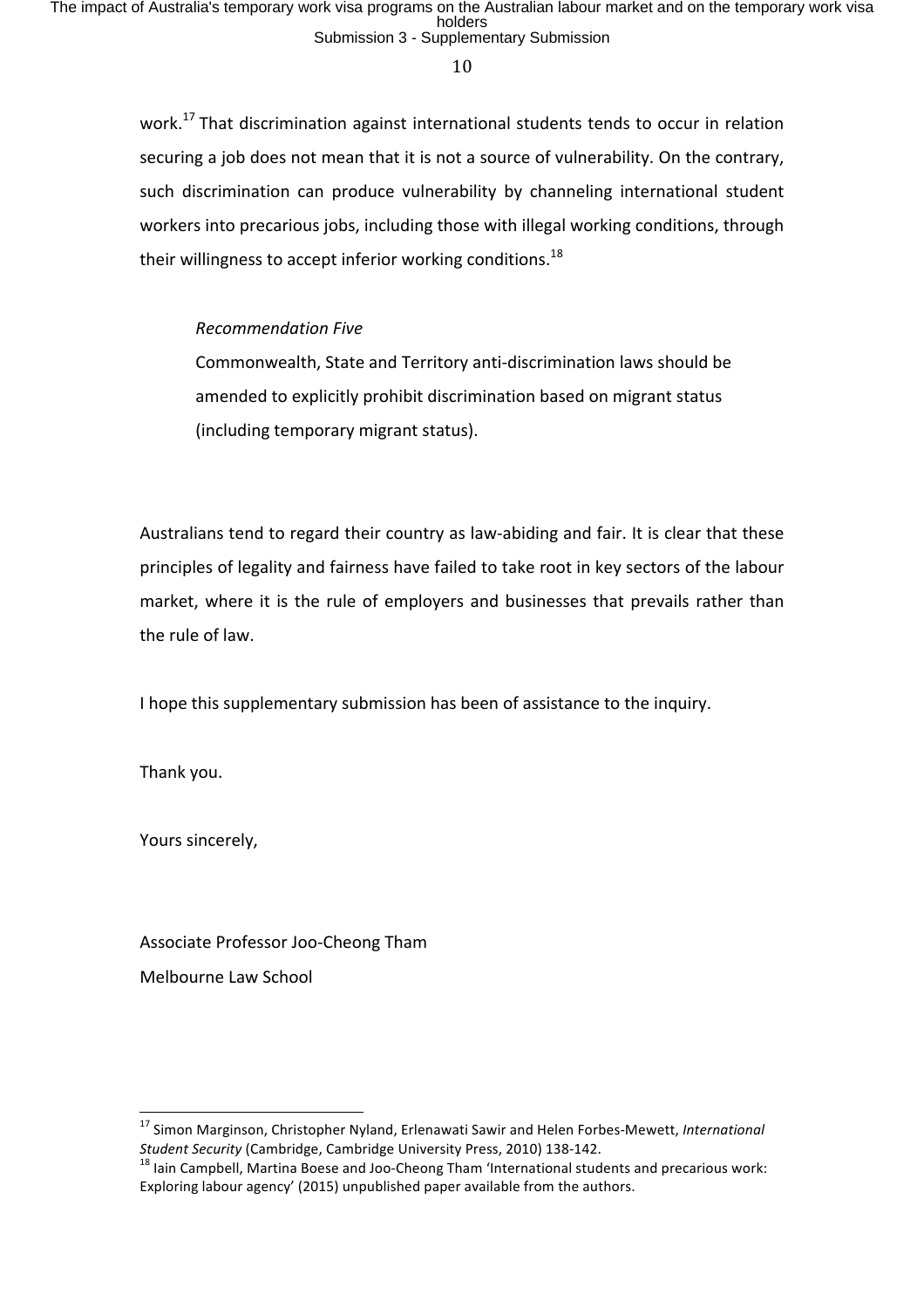work.[17] That discrimination against international students tends to occur in relation securing a job does not mean that it is not a source of vulnerability. On the contrary, such discrimination can produce vulnerability by channeling international student workers into precarious jobs, including those with illegal working conditions, through their willingness to accept inferior working conditions.[18]

> *Recommendation Five*
>
> Commonwealth, State and Territory anti-discrimination laws should be amended to explicitly prohibit discrimination based on migrant status (including temporary migrant status).

Australians tend to regard their country as law-abiding and fair. It is clear that these principles of legality and fairness have failed to take root in key sectors of the labour market, where it is the rule of employers and businesses that prevails rather than the rule of law.

I hope this supplementary submission has been of assistance to the inquiry.

Thank you.

Yours sincerely,

Associate Professor Joo-Cheong Tham
Melbourne Law School

---

[17] Simon Marginson, Christopher Nyland, Erlenawati Sawir and Helen Forbes-Mewett, *International Student Security* (Cambridge, Cambridge University Press, 2010) 138-142.

[18] Iain Campbell, Martina Boese and Joo-Cheong Tham 'International students and precarious work: Exploring labour agency' (2015) unpublished paper available from the authors.